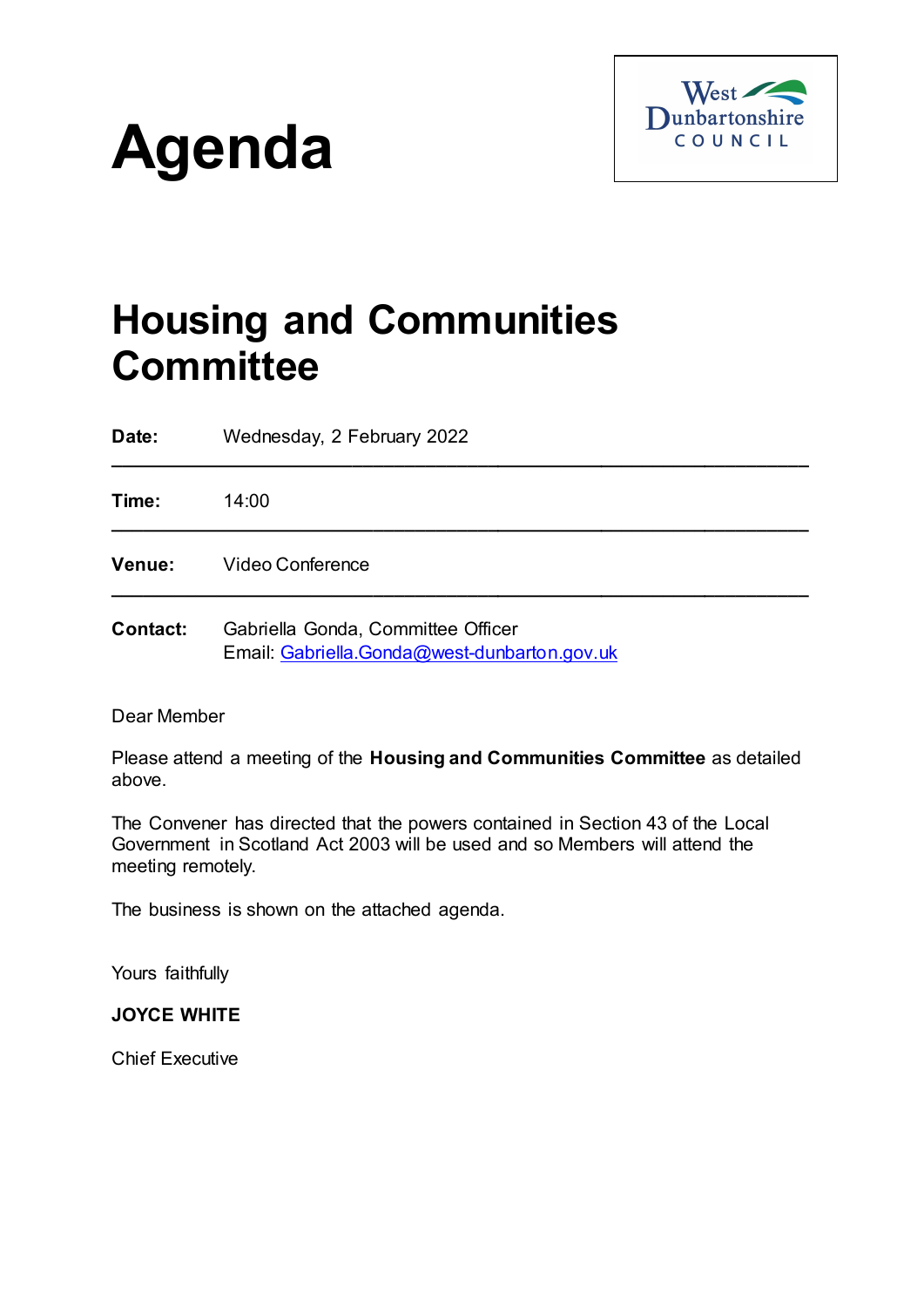# Agenda

West Dunbartonshire COUNCIL

## Housing and Communities Committee

| | |
|---|---|
| **Date:** | Wednesday, 2 February 2022 |
| **Time:** | 14:00 |
| **Venue:** | Video Conference |
| **Contact:** | Gabriella Gonda, Committee Officer<br>Email: Gabriella.Gonda@west-dunbarton.gov.uk |

Dear Member

Please attend a meeting of the **Housing and Communities Committee** as detailed above.

The Convener has directed that the powers contained in Section 43 of the Local Government in Scotland Act 2003 will be used and so Members will attend the meeting remotely.

The business is shown on the attached agenda.

Yours faithfully

**JOYCE WHITE**

Chief Executive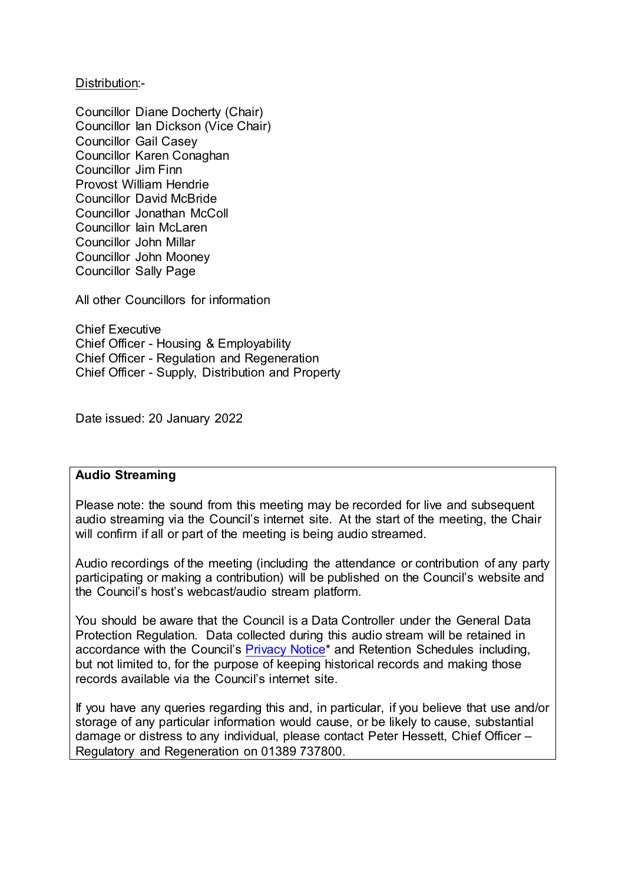Distribution:-

Councillor Diane Docherty (Chair)
Councillor Ian Dickson (Vice Chair)
Councillor Gail Casey
Councillor Karen Conaghan
Councillor Jim Finn
Provost William Hendrie
Councillor David McBride
Councillor Jonathan McColl
Councillor Iain McLaren
Councillor John Millar
Councillor John Mooney
Councillor Sally Page

All other Councillors for information

Chief Executive
Chief Officer - Housing & Employability
Chief Officer - Regulation and Regeneration
Chief Officer - Supply, Distribution and Property

Date issued: 20 January 2022

**Audio Streaming**

Please note: the sound from this meeting may be recorded for live and subsequent audio streaming via the Council's internet site. At the start of the meeting, the Chair will confirm if all or part of the meeting is being audio streamed.

Audio recordings of the meeting (including the attendance or contribution of any party participating or making a contribution) will be published on the Council's website and the Council's host's webcast/audio stream platform.

You should be aware that the Council is a Data Controller under the General Data Protection Regulation. Data collected during this audio stream will be retained in accordance with the Council's Privacy Notice* and Retention Schedules including, but not limited to, for the purpose of keeping historical records and making those records available via the Council's internet site.

If you have any queries regarding this and, in particular, if you believe that use and/or storage of any particular information would cause, or be likely to cause, substantial damage or distress to any individual, please contact Peter Hessett, Chief Officer – Regulatory and Regeneration on 01389 737800.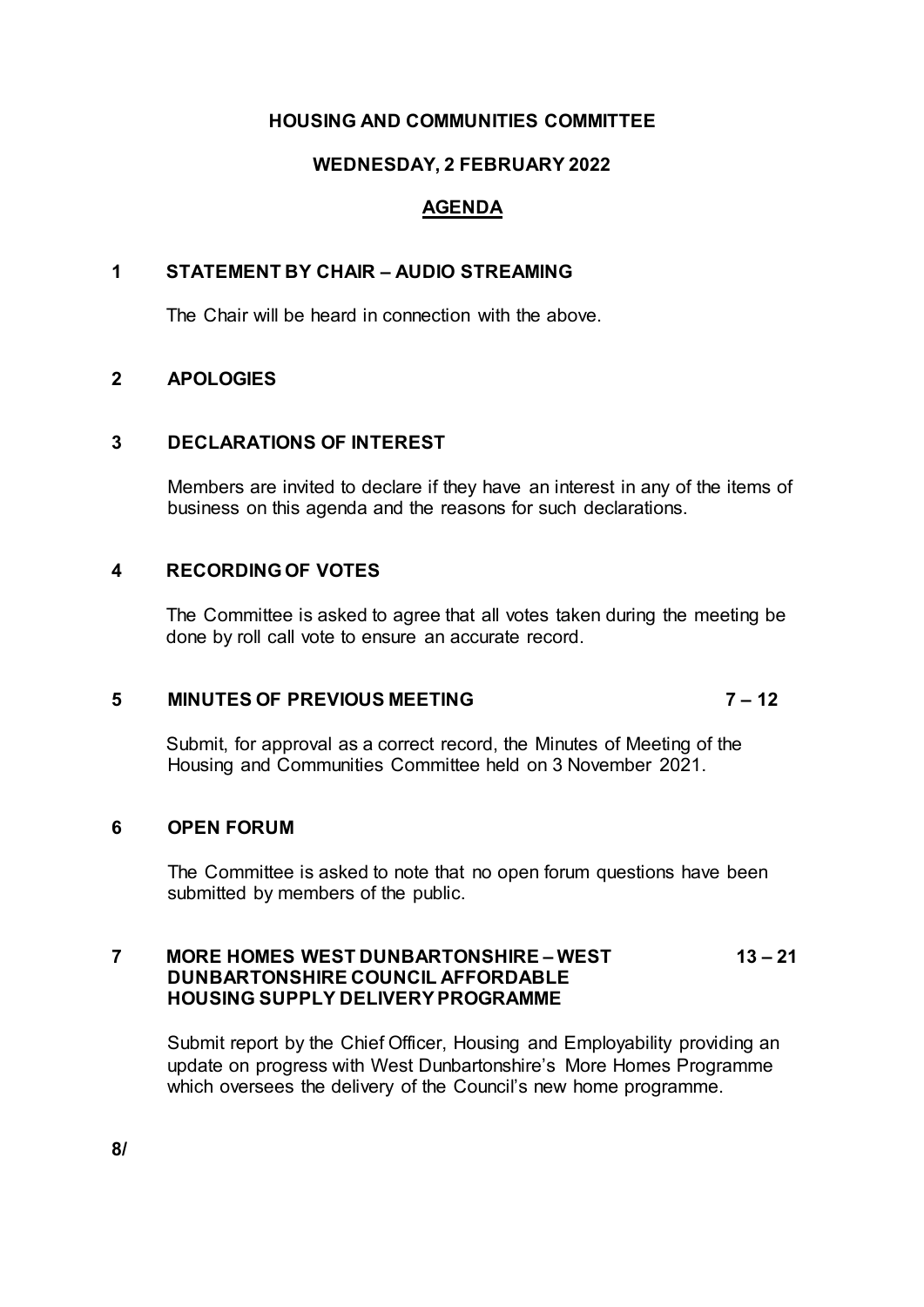# HOUSING AND COMMUNITIES COMMITTEE

## WEDNESDAY, 2 FEBRUARY 2022

## AGENDA

**1 STATEMENT BY CHAIR – AUDIO STREAMING**

The Chair will be heard in connection with the above.

**2 APOLOGIES**

**3 DECLARATIONS OF INTEREST**

Members are invited to declare if they have an interest in any of the items of business on this agenda and the reasons for such declarations.

**4 RECORDING OF VOTES**

The Committee is asked to agree that all votes taken during the meeting be done by roll call vote to ensure an accurate record.

**5 MINUTES OF PREVIOUS MEETING 7 – 12**

Submit, for approval as a correct record, the Minutes of Meeting of the Housing and Communities Committee held on 3 November 2021.

**6 OPEN FORUM**

The Committee is asked to note that no open forum questions have been submitted by members of the public.

**7 MORE HOMES WEST DUNBARTONSHIRE – WEST DUNBARTONSHIRE COUNCIL AFFORDABLE HOUSING SUPPLY DELIVERY PROGRAMME 13 – 21**

Submit report by the Chief Officer, Housing and Employability providing an update on progress with West Dunbartonshire's More Homes Programme which oversees the delivery of the Council's new home programme.

**8/**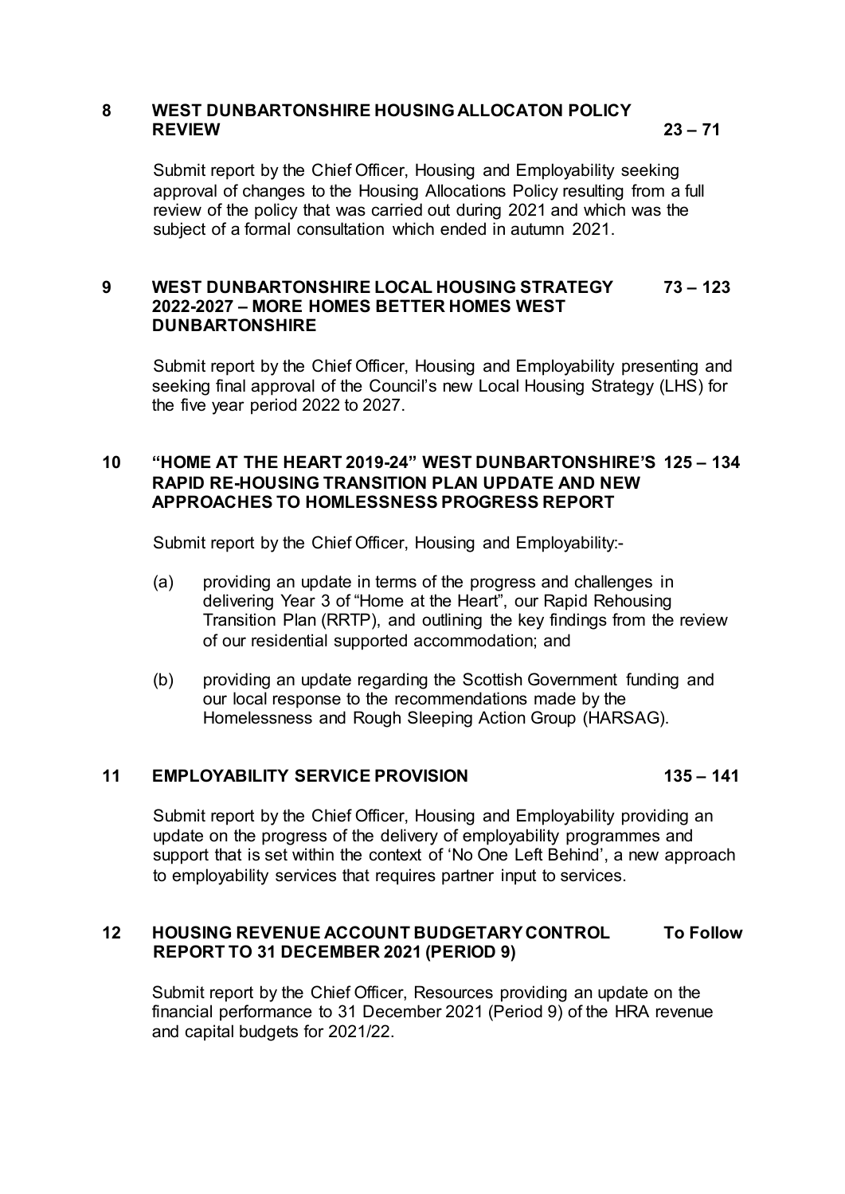**8 WEST DUNBARTONSHIRE HOUSING ALLOCATON POLICY REVIEW 23 – 71**

Submit report by the Chief Officer, Housing and Employability seeking approval of changes to the Housing Allocations Policy resulting from a full review of the policy that was carried out during 2021 and which was the subject of a formal consultation which ended in autumn 2021.

**9 WEST DUNBARTONSHIRE LOCAL HOUSING STRATEGY 2022-2027 – MORE HOMES BETTER HOMES WEST DUNBARTONSHIRE 73 – 123**

Submit report by the Chief Officer, Housing and Employability presenting and seeking final approval of the Council's new Local Housing Strategy (LHS) for the five year period 2022 to 2027.

**10 "HOME AT THE HEART 2019-24" WEST DUNBARTONSHIRE'S RAPID RE-HOUSING TRANSITION PLAN UPDATE AND NEW APPROACHES TO HOMLESSNESS PROGRESS REPORT 125 – 134**

Submit report by the Chief Officer, Housing and Employability:-

(a) providing an update in terms of the progress and challenges in delivering Year 3 of "Home at the Heart", our Rapid Rehousing Transition Plan (RRTP), and outlining the key findings from the review of our residential supported accommodation; and

(b) providing an update regarding the Scottish Government funding and our local response to the recommendations made by the Homelessness and Rough Sleeping Action Group (HARSAG).

**11 EMPLOYABILITY SERVICE PROVISION 135 – 141**

Submit report by the Chief Officer, Housing and Employability providing an update on the progress of the delivery of employability programmes and support that is set within the context of 'No One Left Behind', a new approach to employability services that requires partner input to services.

**12 HOUSING REVENUE ACCOUNT BUDGETARY CONTROL REPORT TO 31 DECEMBER 2021 (PERIOD 9) To Follow**

Submit report by the Chief Officer, Resources providing an update on the financial performance to 31 December 2021 (Period 9) of the HRA revenue and capital budgets for 2021/22.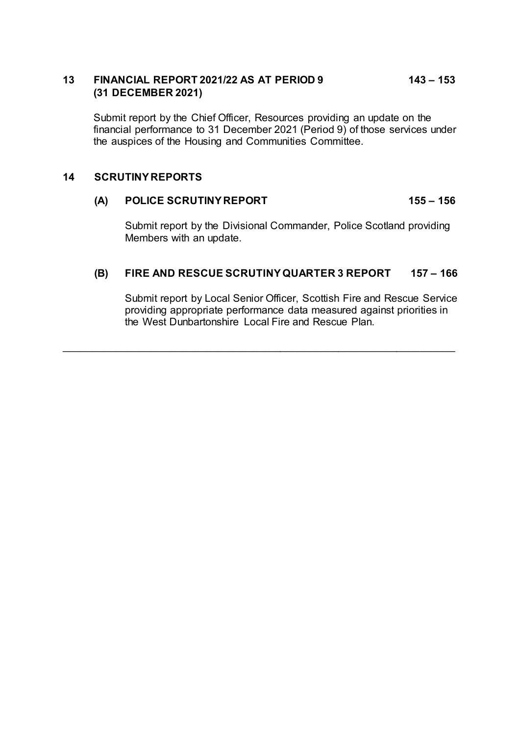**13 FINANCIAL REPORT 2021/22 AS AT PERIOD 9 (31 DECEMBER 2021)** **143 – 153**

Submit report by the Chief Officer, Resources providing an update on the financial performance to 31 December 2021 (Period 9) of those services under the auspices of the Housing and Communities Committee.

**14 SCRUTINY REPORTS**

**(A) POLICE SCRUTINY REPORT** **155 – 156**

Submit report by the Divisional Commander, Police Scotland providing Members with an update.

**(B) FIRE AND RESCUE SCRUTINY QUARTER 3 REPORT** **157 – 166**

Submit report by Local Senior Officer, Scottish Fire and Rescue Service providing appropriate performance data measured against priorities in the West Dunbartonshire Local Fire and Rescue Plan.

---